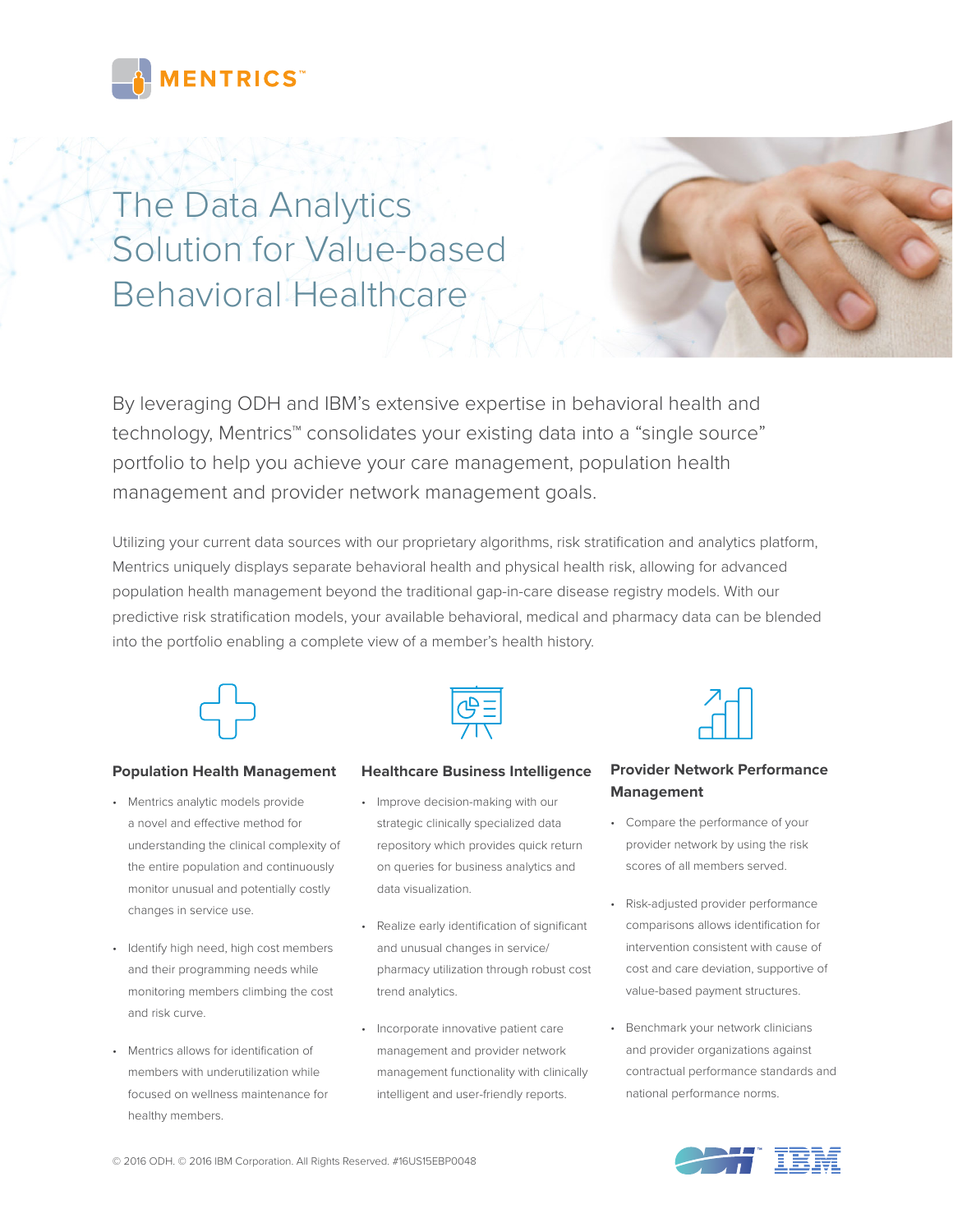MENTRICS™

# The Data Analytics Solution for Value-based Behavioral Healthcare

By leveraging ODH and IBM's extensive expertise in behavioral health and technology, Mentrics™ consolidates your existing data into a "single source" portfolio to help you achieve your care management, population health management and provider network management goals.

Utilizing your current data sources with our proprietary algorithms, risk stratification and analytics platform, Mentrics uniquely displays separate behavioral health and physical health risk, allowing for advanced population health management beyond the traditional gap-in-care disease registry models. With our predictive risk stratification models, your available behavioral, medical and pharmacy data can be blended into the portfolio enabling a complete view of a member's health history.

### Population Health Management

- Mentrics analytic models provide a novel and effective method for understanding the clinical complexity of the entire population and continuously monitor unusual and potentially costly changes in service use.
- Identify high need, high cost members and their programming needs while monitoring members climbing the cost and risk curve.
- Mentrics allows for identification of members with underutilization while focused on wellness maintenance for healthy members.

### Healthcare Business Intelligence

- Improve decision-making with our strategic clinically specialized data repository which provides quick return on queries for business analytics and data visualization.
- Realize early identification of significant and unusual changes in service/pharmacy utilization through robust cost trend analytics.
- Incorporate innovative patient care management and provider network management functionality with clinically intelligent and user-friendly reports.

### Provider Network Performance Management

- Compare the performance of your provider network by using the risk scores of all members served.
- Risk-adjusted provider performance comparisons allows identification for intervention consistent with cause of cost and care deviation, supportive of value-based payment structures.
- Benchmark your network clinicians and provider organizations against contractual performance standards and national performance norms.

© 2016 ODH. © 2016 IBM Corporation. All Rights Reserved. #16US15EBP0048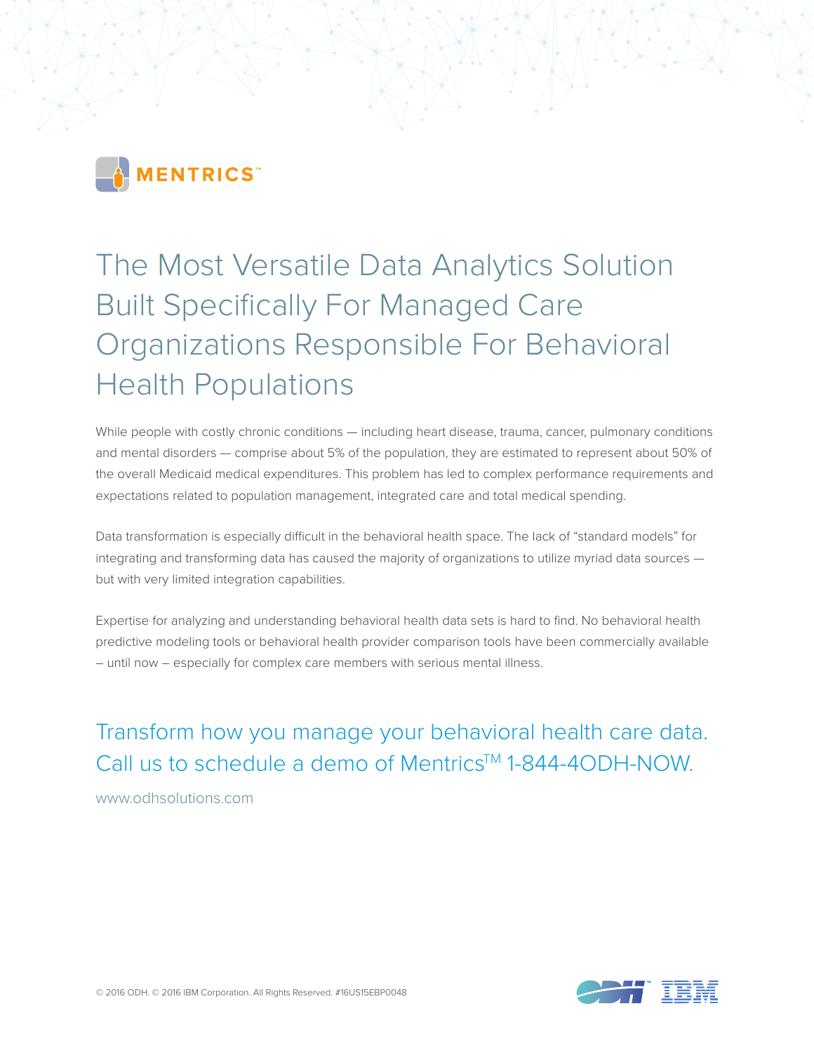MENTRICS™

# The Most Versatile Data Analytics Solution Built Specifically For Managed Care Organizations Responsible For Behavioral Health Populations

While people with costly chronic conditions — including heart disease, trauma, cancer, pulmonary conditions and mental disorders — comprise about 5% of the population, they are estimated to represent about 50% of the overall Medicaid medical expenditures. This problem has led to complex performance requirements and expectations related to population management, integrated care and total medical spending.

Data transformation is especially difficult in the behavioral health space. The lack of "standard models" for integrating and transforming data has caused the majority of organizations to utilize myriad data sources — but with very limited integration capabilities.

Expertise for analyzing and understanding behavioral health data sets is hard to find. No behavioral health predictive modeling tools or behavioral health provider comparison tools have been commercially available – until now – especially for complex care members with serious mental illness.

## Transform how you manage your behavioral health care data. Call us to schedule a demo of Mentrics™ 1-844-4ODH-NOW.

www.odhsolutions.com

© 2016 ODH. © 2016 IBM Corporation. All Rights Reserved. #16US15EBP0048